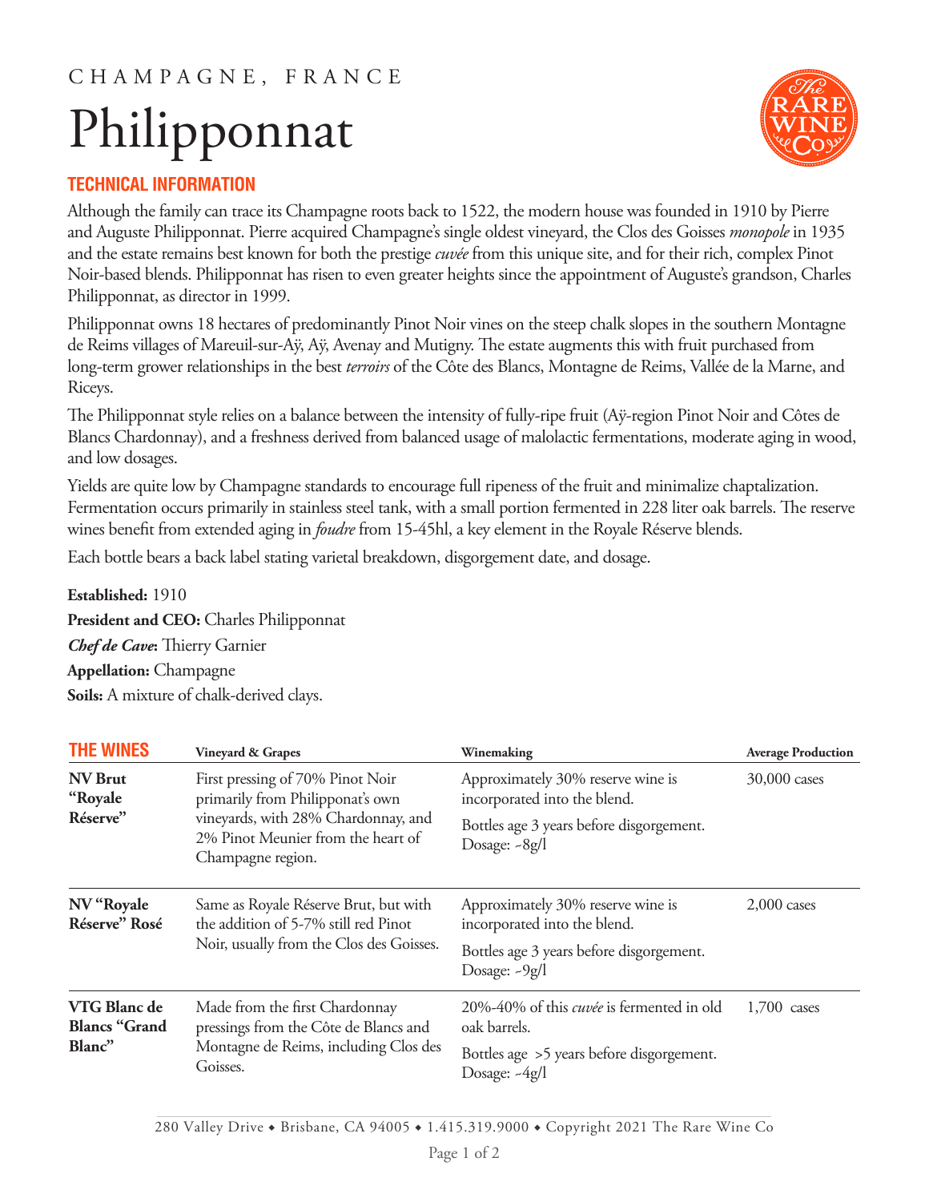CHAMPAGNE, FRANCE

# Philipponnat

## TECHNICAL INFORMATION

Although the family can trace its Champagne roots back to 1522, the modern house was founded in 1910 by Pierre and Auguste Philipponnat. Pierre acquired Champagne's single oldest vineyard, the Clos des Goisses *monopole* in 1935 and the estate remains best known for both the prestige *cuvée* from this unique site, and for their rich, complex Pinot Noir-based blends. Philipponnat has risen to even greater heights since the appointment of Auguste's grandson, Charles Philipponnat, as director in 1999.

Philipponnat owns 18 hectares of predominantly Pinot Noir vines on the steep chalk slopes in the southern Montagne de Reims villages of Mareuil-sur-Aÿ, Aÿ, Avenay and Mutigny. The estate augments this with fruit purchased from long-term grower relationships in the best *terroirs* of the Côte des Blancs, Montagne de Reims, Vallée de la Marne, and Riceys.

The Philipponnat style relies on a balance between the intensity of fully-ripe fruit (Aÿ-region Pinot Noir and Côtes de Blancs Chardonnay), and a freshness derived from balanced usage of malolactic fermentations, moderate aging in wood, and low dosages.

Yields are quite low by Champagne standards to encourage full ripeness of the fruit and minimalize chaptalization. Fermentation occurs primarily in stainless steel tank, with a small portion fermented in 228 liter oak barrels. The reserve wines benefit from extended aging in *foudre* from 15-45hl, a key element in the Royale Réserve blends.

Each bottle bears a back label stating varietal breakdown, disgorgement date, and dosage.

**Established:** 1910
**President and CEO:** Charles Philipponnat
***Chef de Cave*:** Thierry Garnier
**Appellation:** Champagne
**Soils:** A mixture of chalk-derived clays.

| THE WINES | Vineyard & Grapes | Winemaking | Average Production |
|---|---|---|---|
| **NV Brut "Royale Réserve"** | First pressing of 70% Pinot Noir primarily from Philipponat's own vineyards, with 28% Chardonnay, and 2% Pinot Meunier from the heart of Champagne region. | Approximately 30% reserve wine is incorporated into the blend. Bottles age 3 years before disgorgement. Dosage: ~8g/l | 30,000 cases |
| **NV "Royale Réserve" Rosé** | Same as Royale Réserve Brut, but with the addition of 5-7% still red Pinot Noir, usually from the Clos des Goisses. | Approximately 30% reserve wine is incorporated into the blend. Bottles age 3 years before disgorgement. Dosage: ~9g/l | 2,000 cases |
| **VTG Blanc de Blancs "Grand Blanc"** | Made from the first Chardonnay pressings from the Côte de Blancs and Montagne de Reims, including Clos des Goisses. | 20%-40% of this *cuvée* is fermented in old oak barrels. Bottles age >5 years before disgorgement. Dosage: ~4g/l | 1,700 cases |

280 Valley Drive • Brisbane, CA 94005 • 1.415.319.9000 • Copyright 2021 The Rare Wine Co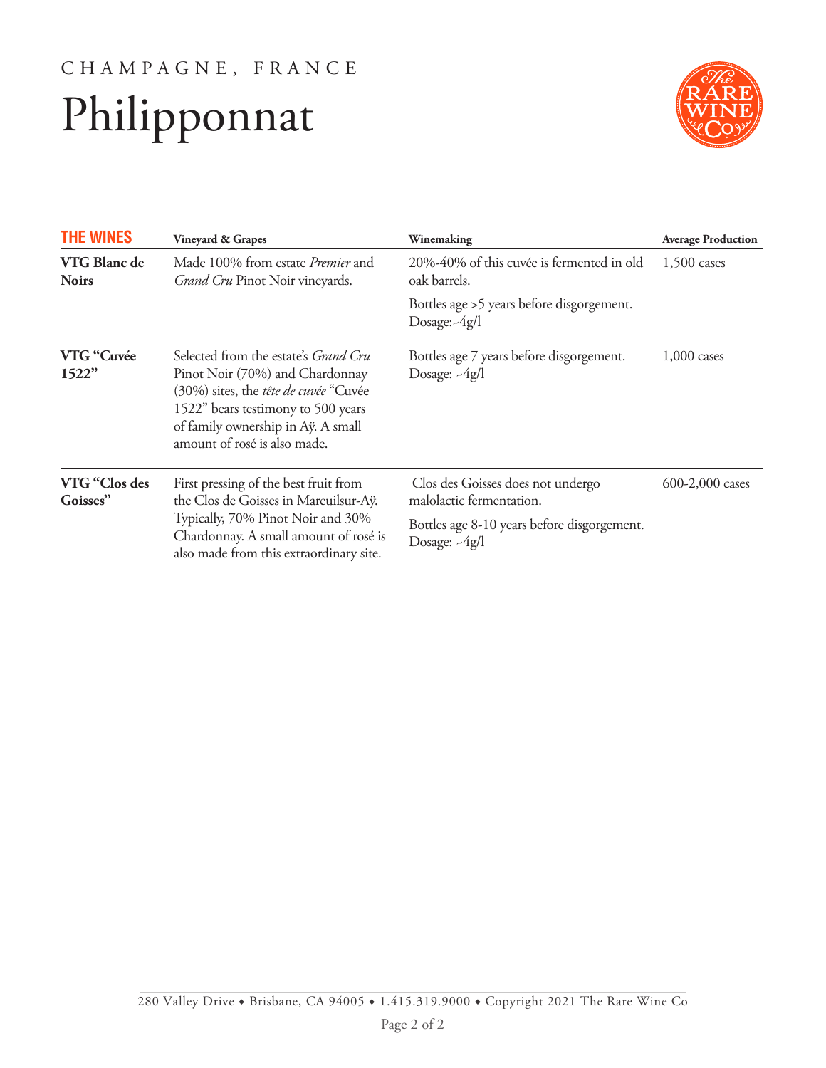CHAMPAGNE, FRANCE

# Philipponnat

| THE WINES | Vineyard & Grapes | Winemaking | Average Production |
|---|---|---|---|
| **VTG Blanc de Noirs** | Made 100% from estate *Premier* and *Grand Cru* Pinot Noir vineyards. | 20%-40% of this cuvée is fermented in old oak barrels. Bottles age >5 years before disgorgement. Dosage:~4g/l | 1,500 cases |
| **VTG "Cuvée 1522"** | Selected from the estate's *Grand Cru* Pinot Noir (70%) and Chardonnay (30%) sites, the *tête de cuvée* "Cuvée 1522" bears testimony to 500 years of family ownership in Aÿ. A small amount of rosé is also made. | Bottles age 7 years before disgorgement. Dosage: ~4g/l | 1,000 cases |
| **VTG "Clos des Goisses"** | First pressing of the best fruit from the Clos de Goisses in Mareuilsur-Aÿ. Typically, 70% Pinot Noir and 30% Chardonnay. A small amount of rosé is also made from this extraordinary site. | Clos des Goisses does not undergo malolactic fermentation. Bottles age 8-10 years before disgorgement. Dosage: ~4g/l | 600-2,000 cases |

280 Valley Drive ◆ Brisbane, CA 94005 ◆ 1.415.319.9000 ◆ Copyright 2021 The Rare Wine Co